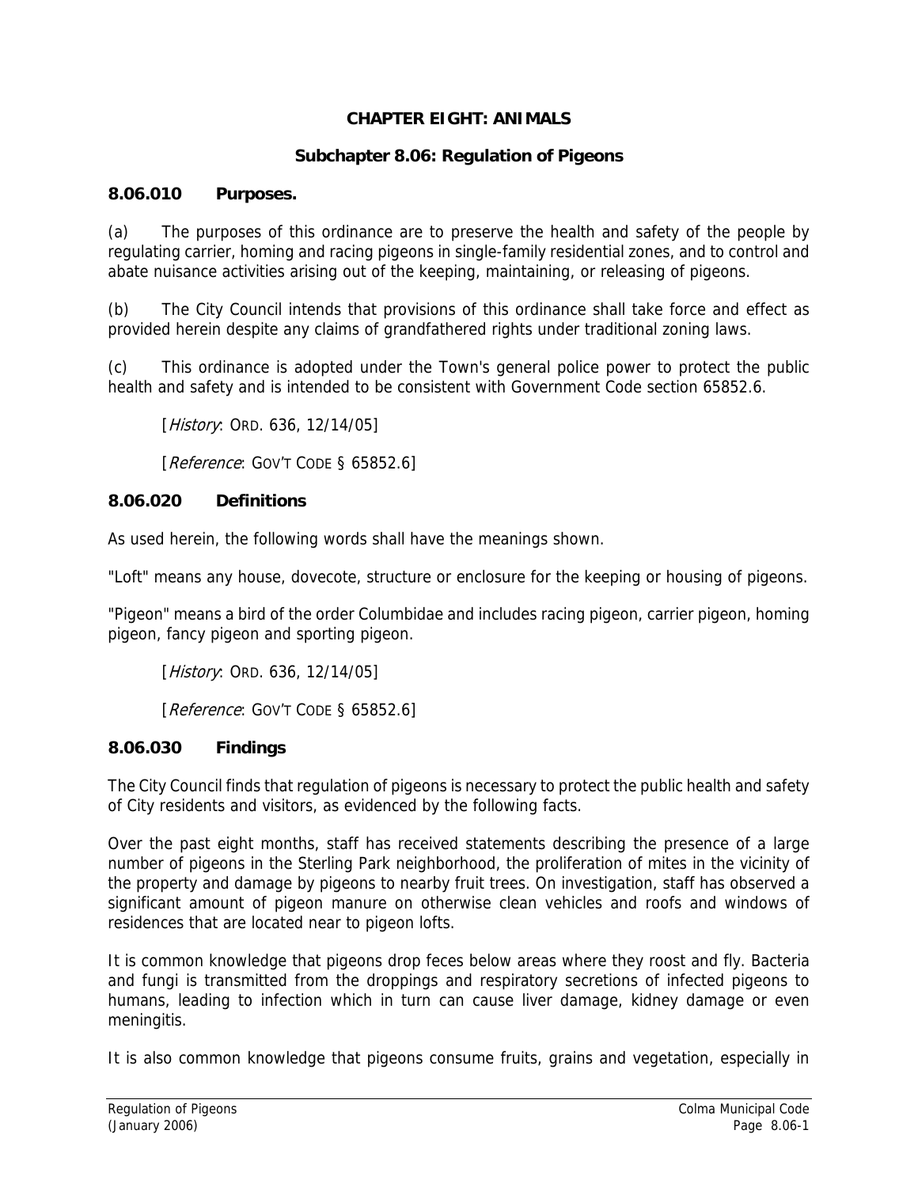# CHAPTER EIGHT: ANIMALS

## Subchapter 8.06: Regulation of Pigeons

### 8.06.010 Purposes.

(a) The purposes of this ordinance are to preserve the health and safety of the people by regulating carrier, homing and racing pigeons in single-family residential zones, and to control and abate nuisance activities arising out of the keeping, maintaining, or releasing of pigeons.

(b) The City Council intends that provisions of this ordinance shall take force and effect as provided herein despite any claims of grandfathered rights under traditional zoning laws.

(c) This ordinance is adopted under the Town's general police power to protect the public health and safety and is intended to be consistent with Government Code section 65852.6.

[*History*: ORD. 636, 12/14/05]

[*Reference*: GOV'T CODE § 65852.6]

### 8.06.020 Definitions

As used herein, the following words shall have the meanings shown.

"Loft" means any house, dovecote, structure or enclosure for the keeping or housing of pigeons.

"Pigeon" means a bird of the order Columbidae and includes racing pigeon, carrier pigeon, homing pigeon, fancy pigeon and sporting pigeon.

[*History*: ORD. 636, 12/14/05]

[*Reference*: GOV'T CODE § 65852.6]

### 8.06.030 Findings

The City Council finds that regulation of pigeons is necessary to protect the public health and safety of City residents and visitors, as evidenced by the following facts.

Over the past eight months, staff has received statements describing the presence of a large number of pigeons in the Sterling Park neighborhood, the proliferation of mites in the vicinity of the property and damage by pigeons to nearby fruit trees. On investigation, staff has observed a significant amount of pigeon manure on otherwise clean vehicles and roofs and windows of residences that are located near to pigeon lofts.

It is common knowledge that pigeons drop feces below areas where they roost and fly. Bacteria and fungi is transmitted from the droppings and respiratory secretions of infected pigeons to humans, leading to infection which in turn can cause liver damage, kidney damage or even meningitis.

It is also common knowledge that pigeons consume fruits, grains and vegetation, especially in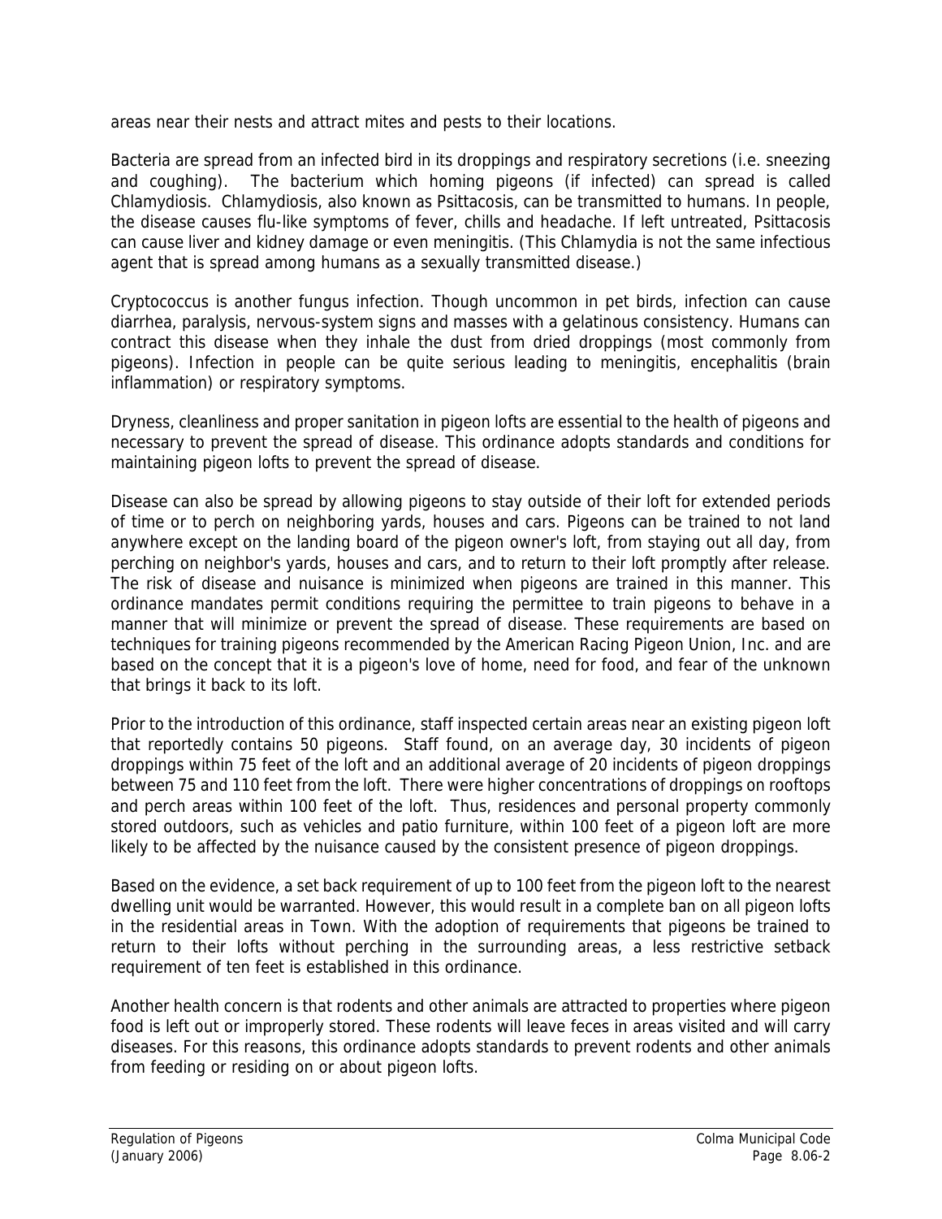areas near their nests and attract mites and pests to their locations.

Bacteria are spread from an infected bird in its droppings and respiratory secretions (i.e. sneezing and coughing). The bacterium which homing pigeons (if infected) can spread is called Chlamydiosis. Chlamydiosis, also known as Psittacosis, can be transmitted to humans. In people, the disease causes flu-like symptoms of fever, chills and headache. If left untreated, Psittacosis can cause liver and kidney damage or even meningitis. (This Chlamydia is not the same infectious agent that is spread among humans as a sexually transmitted disease.)

Cryptococcus is another fungus infection. Though uncommon in pet birds, infection can cause diarrhea, paralysis, nervous-system signs and masses with a gelatinous consistency. Humans can contract this disease when they inhale the dust from dried droppings (most commonly from pigeons). Infection in people can be quite serious leading to meningitis, encephalitis (brain inflammation) or respiratory symptoms.

Dryness, cleanliness and proper sanitation in pigeon lofts are essential to the health of pigeons and necessary to prevent the spread of disease. This ordinance adopts standards and conditions for maintaining pigeon lofts to prevent the spread of disease.

Disease can also be spread by allowing pigeons to stay outside of their loft for extended periods of time or to perch on neighboring yards, houses and cars. Pigeons can be trained to not land anywhere except on the landing board of the pigeon owner's loft, from staying out all day, from perching on neighbor's yards, houses and cars, and to return to their loft promptly after release. The risk of disease and nuisance is minimized when pigeons are trained in this manner. This ordinance mandates permit conditions requiring the permittee to train pigeons to behave in a manner that will minimize or prevent the spread of disease. These requirements are based on techniques for training pigeons recommended by the American Racing Pigeon Union, Inc. and are based on the concept that it is a pigeon's love of home, need for food, and fear of the unknown that brings it back to its loft.

Prior to the introduction of this ordinance, staff inspected certain areas near an existing pigeon loft that reportedly contains 50 pigeons. Staff found, on an average day, 30 incidents of pigeon droppings within 75 feet of the loft and an additional average of 20 incidents of pigeon droppings between 75 and 110 feet from the loft. There were higher concentrations of droppings on rooftops and perch areas within 100 feet of the loft. Thus, residences and personal property commonly stored outdoors, such as vehicles and patio furniture, within 100 feet of a pigeon loft are more likely to be affected by the nuisance caused by the consistent presence of pigeon droppings.

Based on the evidence, a set back requirement of up to 100 feet from the pigeon loft to the nearest dwelling unit would be warranted. However, this would result in a complete ban on all pigeon lofts in the residential areas in Town. With the adoption of requirements that pigeons be trained to return to their lofts without perching in the surrounding areas, a less restrictive setback requirement of ten feet is established in this ordinance.

Another health concern is that rodents and other animals are attracted to properties where pigeon food is left out or improperly stored. These rodents will leave feces in areas visited and will carry diseases. For this reasons, this ordinance adopts standards to prevent rodents and other animals from feeding or residing on or about pigeon lofts.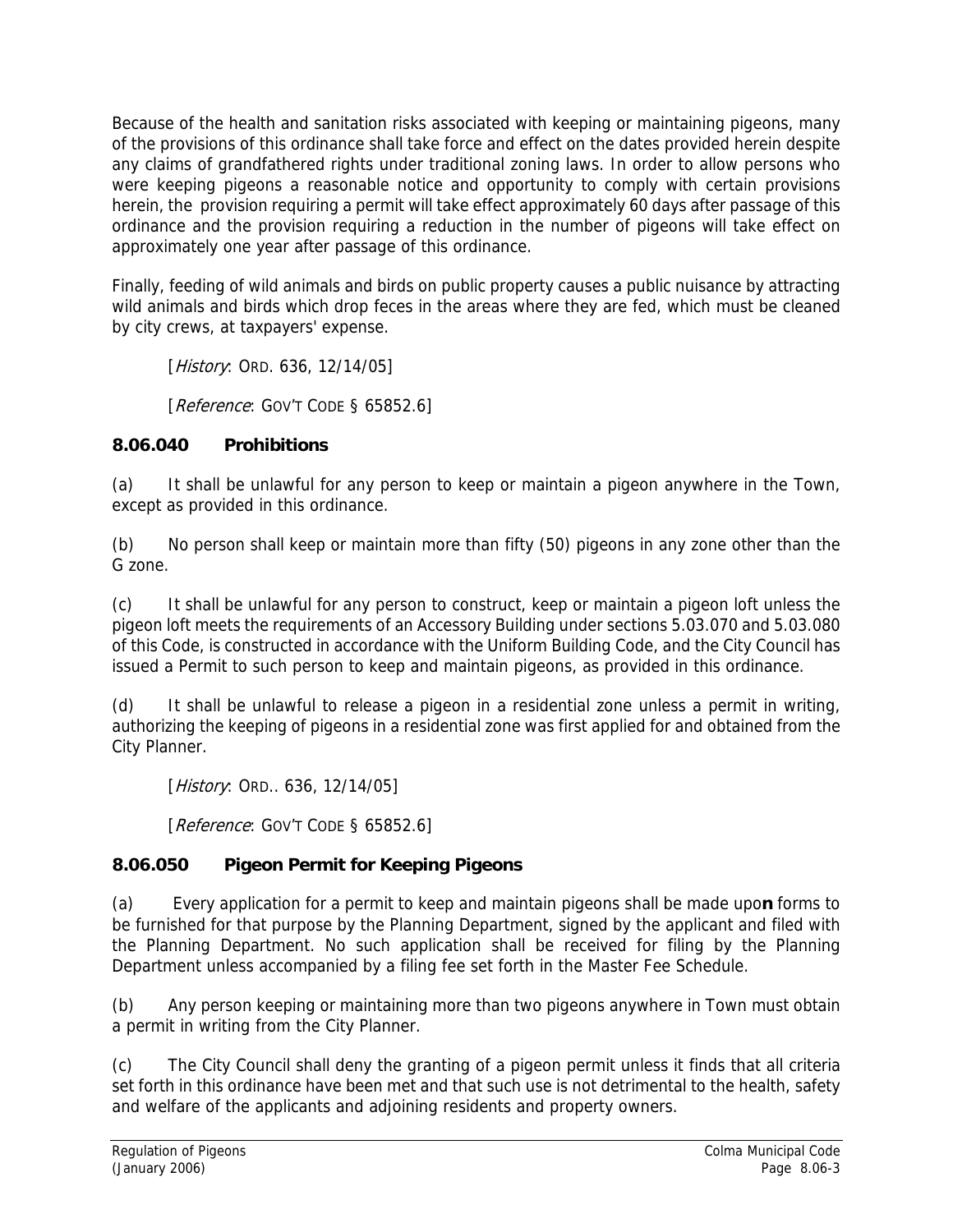Because of the health and sanitation risks associated with keeping or maintaining pigeons, many of the provisions of this ordinance shall take force and effect on the dates provided herein despite any claims of grandfathered rights under traditional zoning laws. In order to allow persons who were keeping pigeons a reasonable notice and opportunity to comply with certain provisions herein, the provision requiring a permit will take effect approximately 60 days after passage of this ordinance and the provision requiring a reduction in the number of pigeons will take effect on approximately one year after passage of this ordinance.

Finally, feeding of wild animals and birds on public property causes a public nuisance by attracting wild animals and birds which drop feces in the areas where they are fed, which must be cleaned by city crews, at taxpayers' expense.

[*History*: ORD. 636, 12/14/05]

[*Reference*: GOV'T CODE § 65852.6]

### 8.06.040 Prohibitions

(a) It shall be unlawful for any person to keep or maintain a pigeon anywhere in the Town, except as provided in this ordinance.

(b) No person shall keep or maintain more than fifty (50) pigeons in any zone other than the G zone.

(c) It shall be unlawful for any person to construct, keep or maintain a pigeon loft unless the pigeon loft meets the requirements of an Accessory Building under sections 5.03.070 and 5.03.080 of this Code, is constructed in accordance with the Uniform Building Code, and the City Council has issued a Permit to such person to keep and maintain pigeons, as provided in this ordinance.

(d) It shall be unlawful to release a pigeon in a residential zone unless a permit in writing, authorizing the keeping of pigeons in a residential zone was first applied for and obtained from the City Planner.

[*History*: ORD.. 636, 12/14/05]

[*Reference*: GOV'T CODE § 65852.6]

### 8.06.050 Pigeon Permit for Keeping Pigeons

(a) Every application for a permit to keep and maintain pigeons shall be made upon forms to be furnished for that purpose by the Planning Department, signed by the applicant and filed with the Planning Department. No such application shall be received for filing by the Planning Department unless accompanied by a filing fee set forth in the Master Fee Schedule.

(b) Any person keeping or maintaining more than two pigeons anywhere in Town must obtain a permit in writing from the City Planner.

(c) The City Council shall deny the granting of a pigeon permit unless it finds that all criteria set forth in this ordinance have been met and that such use is not detrimental to the health, safety and welfare of the applicants and adjoining residents and property owners.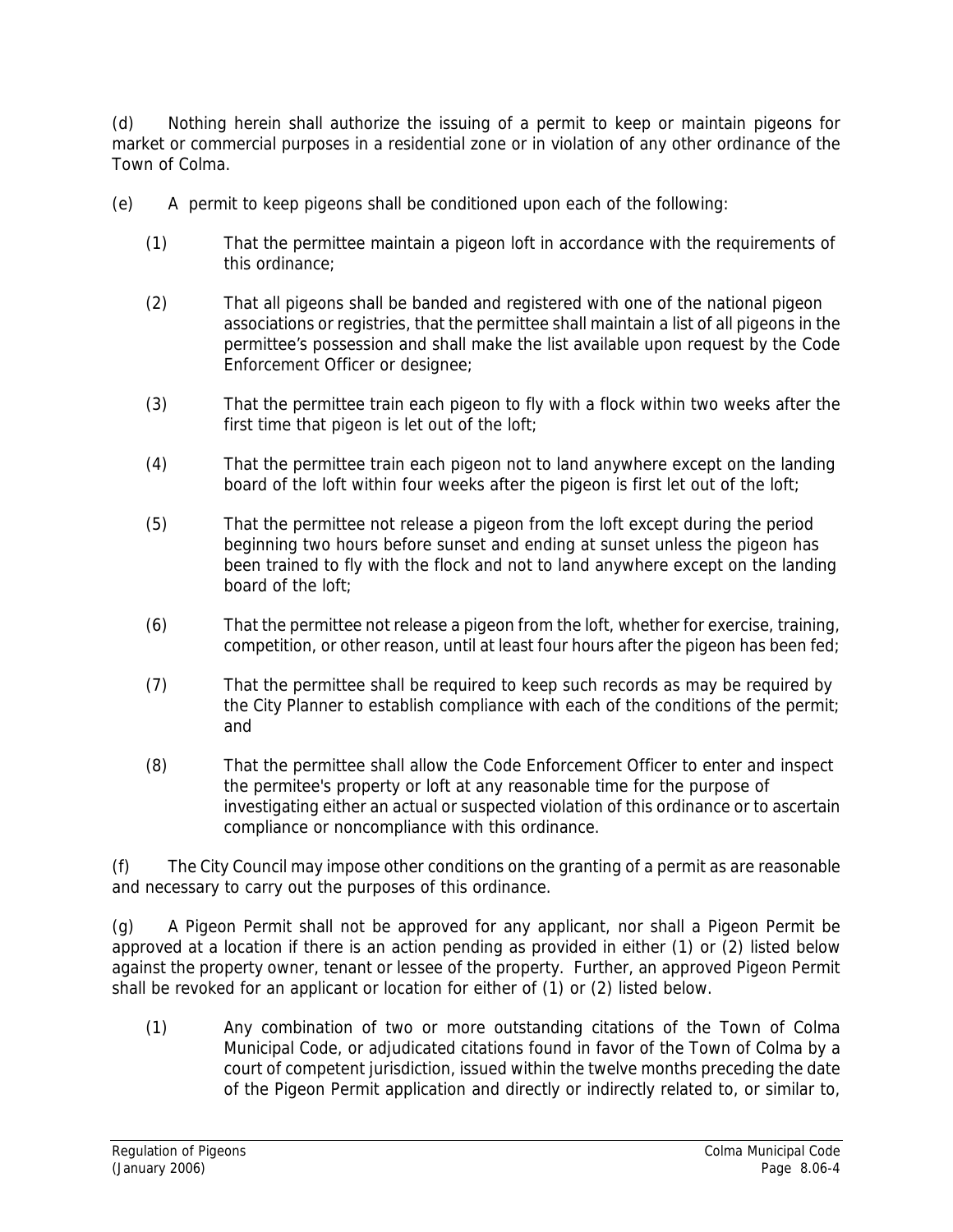(d) Nothing herein shall authorize the issuing of a permit to keep or maintain pigeons for market or commercial purposes in a residential zone or in violation of any other ordinance of the Town of Colma.

(e) A permit to keep pigeons shall be conditioned upon each of the following:

(1) That the permittee maintain a pigeon loft in accordance with the requirements of this ordinance;

(2) That all pigeons shall be banded and registered with one of the national pigeon associations or registries, that the permittee shall maintain a list of all pigeons in the permittee's possession and shall make the list available upon request by the Code Enforcement Officer or designee;

(3) That the permittee train each pigeon to fly with a flock within two weeks after the first time that pigeon is let out of the loft;

(4) That the permittee train each pigeon not to land anywhere except on the landing board of the loft within four weeks after the pigeon is first let out of the loft;

(5) That the permittee not release a pigeon from the loft except during the period beginning two hours before sunset and ending at sunset unless the pigeon has been trained to fly with the flock and not to land anywhere except on the landing board of the loft;

(6) That the permittee not release a pigeon from the loft, whether for exercise, training, competition, or other reason, until at least four hours after the pigeon has been fed;

(7) That the permittee shall be required to keep such records as may be required by the City Planner to establish compliance with each of the conditions of the permit; and

(8) That the permittee shall allow the Code Enforcement Officer to enter and inspect the permitee's property or loft at any reasonable time for the purpose of investigating either an actual or suspected violation of this ordinance or to ascertain compliance or noncompliance with this ordinance.

(f) The City Council may impose other conditions on the granting of a permit as are reasonable and necessary to carry out the purposes of this ordinance.

(g) A Pigeon Permit shall not be approved for any applicant, nor shall a Pigeon Permit be approved at a location if there is an action pending as provided in either (1) or (2) listed below against the property owner, tenant or lessee of the property. Further, an approved Pigeon Permit shall be revoked for an applicant or location for either of (1) or (2) listed below.

(1) Any combination of two or more outstanding citations of the Town of Colma Municipal Code, or adjudicated citations found in favor of the Town of Colma by a court of competent jurisdiction, issued within the twelve months preceding the date of the Pigeon Permit application and directly or indirectly related to, or similar to,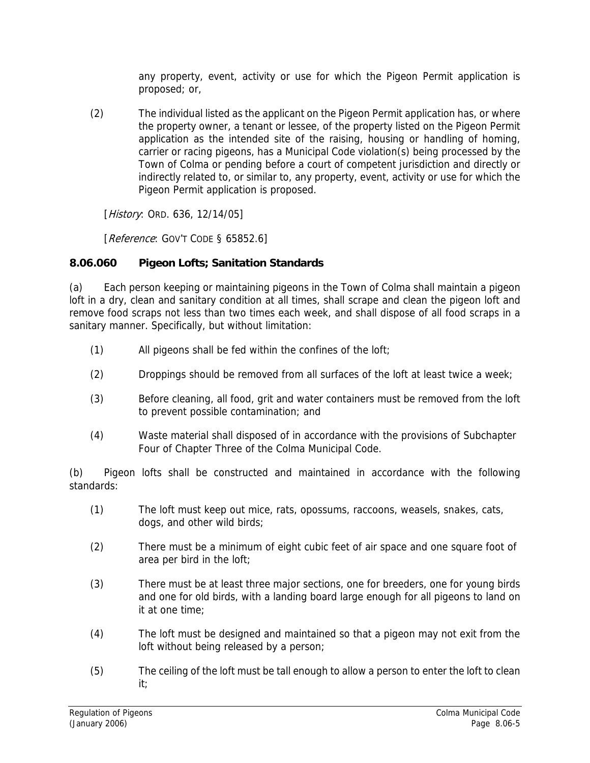any property, event, activity or use for which the Pigeon Permit application is proposed; or,

(2) The individual listed as the applicant on the Pigeon Permit application has, or where the property owner, a tenant or lessee, of the property listed on the Pigeon Permit application as the intended site of the raising, housing or handling of homing, carrier or racing pigeons, has a Municipal Code violation(s) being processed by the Town of Colma or pending before a court of competent jurisdiction and directly or indirectly related to, or similar to, any property, event, activity or use for which the Pigeon Permit application is proposed.

[*History*: ORD. 636, 12/14/05]

[*Reference*: GOV'T CODE § 65852.6]

### 8.06.060 Pigeon Lofts; Sanitation Standards

(a) Each person keeping or maintaining pigeons in the Town of Colma shall maintain a pigeon loft in a dry, clean and sanitary condition at all times, shall scrape and clean the pigeon loft and remove food scraps not less than two times each week, and shall dispose of all food scraps in a sanitary manner. Specifically, but without limitation:

(1) All pigeons shall be fed within the confines of the loft;

(2) Droppings should be removed from all surfaces of the loft at least twice a week;

(3) Before cleaning, all food, grit and water containers must be removed from the loft to prevent possible contamination; and

(4) Waste material shall disposed of in accordance with the provisions of Subchapter Four of Chapter Three of the Colma Municipal Code.

(b) Pigeon lofts shall be constructed and maintained in accordance with the following standards:

(1) The loft must keep out mice, rats, opossums, raccoons, weasels, snakes, cats, dogs, and other wild birds;

(2) There must be a minimum of eight cubic feet of air space and one square foot of area per bird in the loft;

(3) There must be at least three major sections, one for breeders, one for young birds and one for old birds, with a landing board large enough for all pigeons to land on it at one time;

(4) The loft must be designed and maintained so that a pigeon may not exit from the loft without being released by a person;

(5) The ceiling of the loft must be tall enough to allow a person to enter the loft to clean it;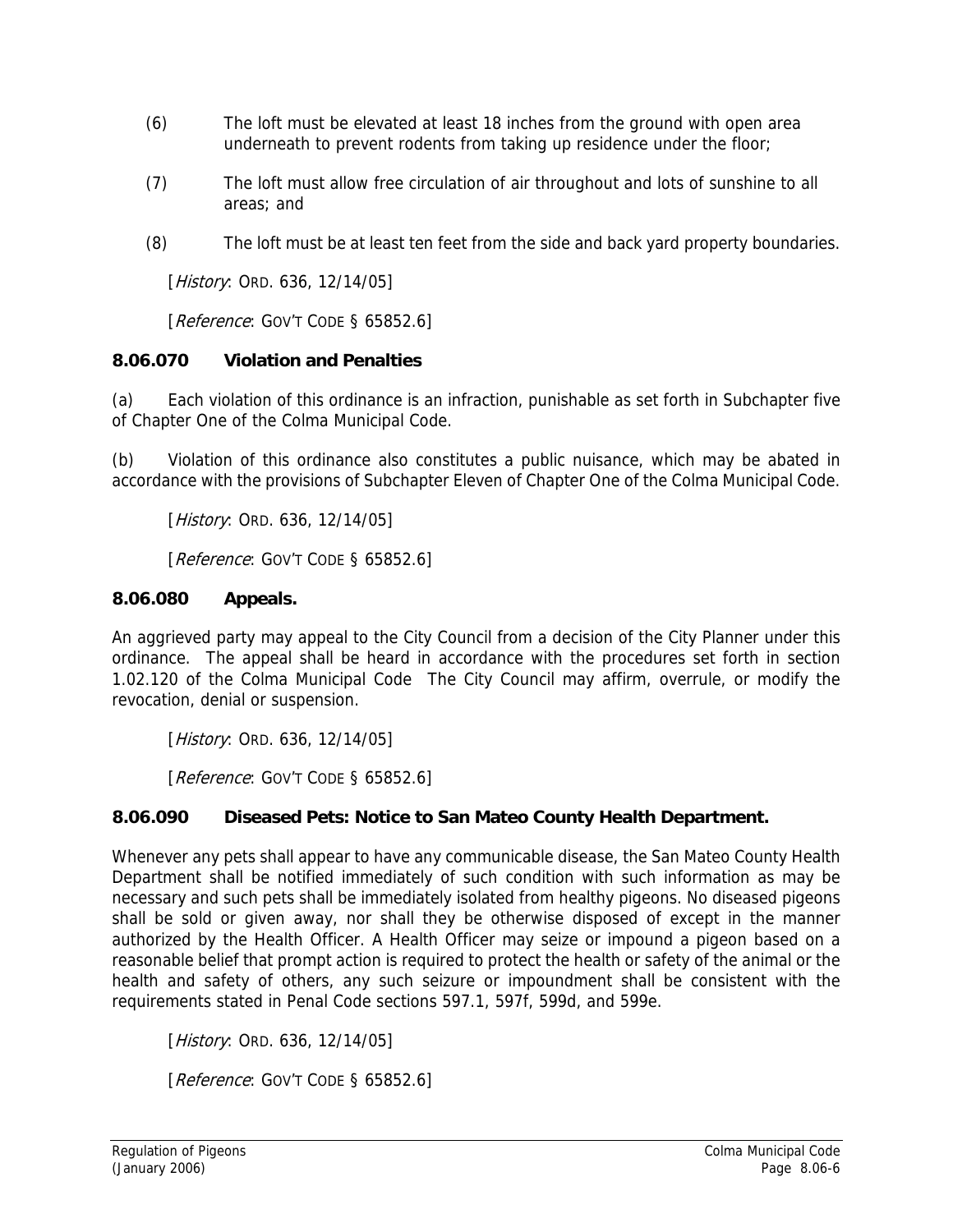(6) The loft must be elevated at least 18 inches from the ground with open area underneath to prevent rodents from taking up residence under the floor;

(7) The loft must allow free circulation of air throughout and lots of sunshine to all areas; and

(8) The loft must be at least ten feet from the side and back yard property boundaries.

[*History*: ORD. 636, 12/14/05]

[*Reference*: GOV'T CODE § 65852.6]

### 8.06.070 Violation and Penalties

(a) Each violation of this ordinance is an infraction, punishable as set forth in Subchapter five of Chapter One of the Colma Municipal Code.

(b) Violation of this ordinance also constitutes a public nuisance, which may be abated in accordance with the provisions of Subchapter Eleven of Chapter One of the Colma Municipal Code.

[*History*: ORD. 636, 12/14/05]

[*Reference*: GOV'T CODE § 65852.6]

### 8.06.080 Appeals.

An aggrieved party may appeal to the City Council from a decision of the City Planner under this ordinance. The appeal shall be heard in accordance with the procedures set forth in section 1.02.120 of the Colma Municipal Code The City Council may affirm, overrule, or modify the revocation, denial or suspension.

[*History*: ORD. 636, 12/14/05]

[*Reference*: GOV'T CODE § 65852.6]

### 8.06.090 Diseased Pets: Notice to San Mateo County Health Department.

Whenever any pets shall appear to have any communicable disease, the San Mateo County Health Department shall be notified immediately of such condition with such information as may be necessary and such pets shall be immediately isolated from healthy pigeons. No diseased pigeons shall be sold or given away, nor shall they be otherwise disposed of except in the manner authorized by the Health Officer. A Health Officer may seize or impound a pigeon based on a reasonable belief that prompt action is required to protect the health or safety of the animal or the health and safety of others, any such seizure or impoundment shall be consistent with the requirements stated in Penal Code sections 597.1, 597f, 599d, and 599e.

[*History*: ORD. 636, 12/14/05]

[*Reference*: GOV'T CODE § 65852.6]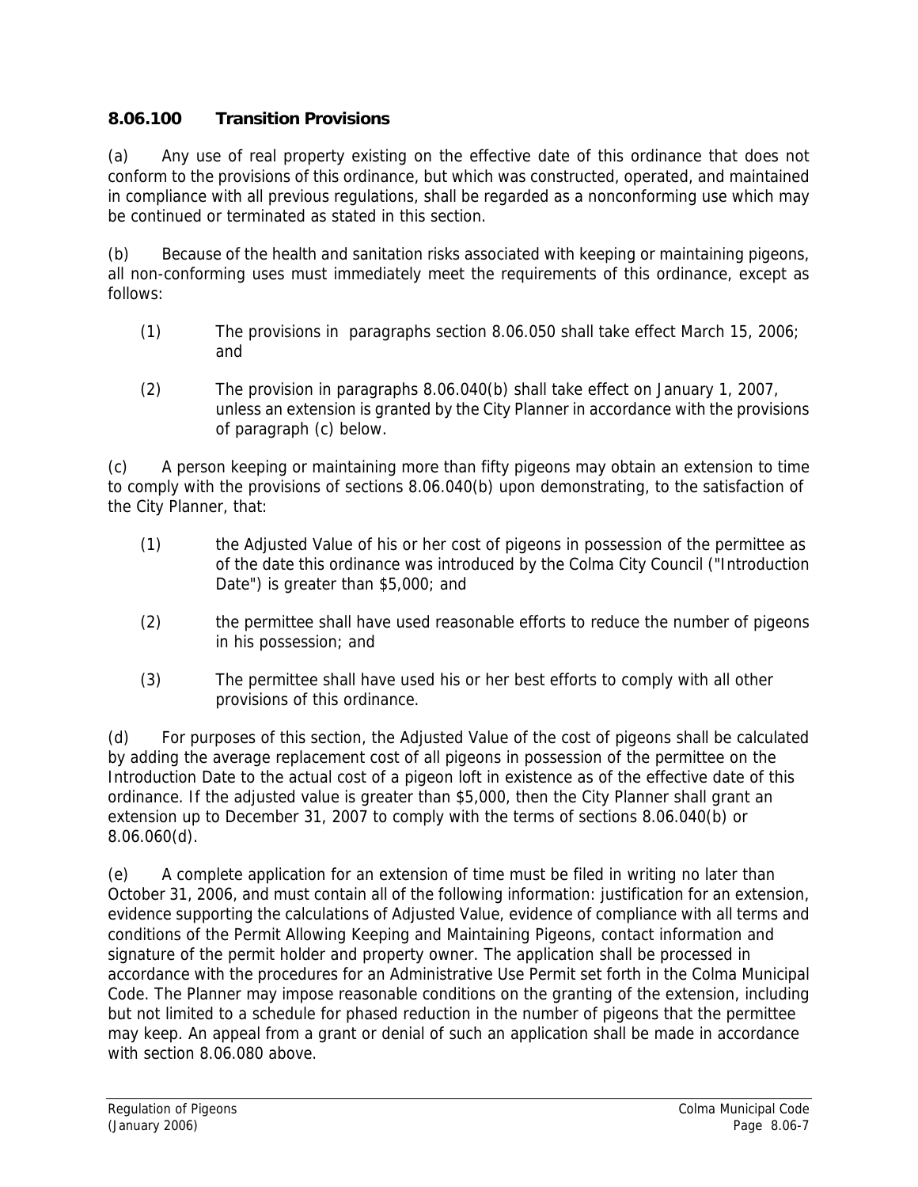### 8.06.100 Transition Provisions

(a) Any use of real property existing on the effective date of this ordinance that does not conform to the provisions of this ordinance, but which was constructed, operated, and maintained in compliance with all previous regulations, shall be regarded as a nonconforming use which may be continued or terminated as stated in this section.

(b) Because of the health and sanitation risks associated with keeping or maintaining pigeons, all non-conforming uses must immediately meet the requirements of this ordinance, except as follows:

(1) The provisions in paragraphs section 8.06.050 shall take effect March 15, 2006; and

(2) The provision in paragraphs 8.06.040(b) shall take effect on January 1, 2007, unless an extension is granted by the City Planner in accordance with the provisions of paragraph (c) below.

(c) A person keeping or maintaining more than fifty pigeons may obtain an extension to time to comply with the provisions of sections 8.06.040(b) upon demonstrating, to the satisfaction of the City Planner, that:

(1) the Adjusted Value of his or her cost of pigeons in possession of the permittee as of the date this ordinance was introduced by the Colma City Council ("Introduction Date") is greater than $5,000; and

(2) the permittee shall have used reasonable efforts to reduce the number of pigeons in his possession; and

(3) The permittee shall have used his or her best efforts to comply with all other provisions of this ordinance.

(d) For purposes of this section, the Adjusted Value of the cost of pigeons shall be calculated by adding the average replacement cost of all pigeons in possession of the permittee on the Introduction Date to the actual cost of a pigeon loft in existence as of the effective date of this ordinance. If the adjusted value is greater than $5,000, then the City Planner shall grant an extension up to December 31, 2007 to comply with the terms of sections 8.06.040(b) or 8.06.060(d).

(e) A complete application for an extension of time must be filed in writing no later than October 31, 2006, and must contain all of the following information: justification for an extension, evidence supporting the calculations of Adjusted Value, evidence of compliance with all terms and conditions of the Permit Allowing Keeping and Maintaining Pigeons, contact information and signature of the permit holder and property owner. The application shall be processed in accordance with the procedures for an Administrative Use Permit set forth in the Colma Municipal Code. The Planner may impose reasonable conditions on the granting of the extension, including but not limited to a schedule for phased reduction in the number of pigeons that the permittee may keep. An appeal from a grant or denial of such an application shall be made in accordance with section 8.06.080 above.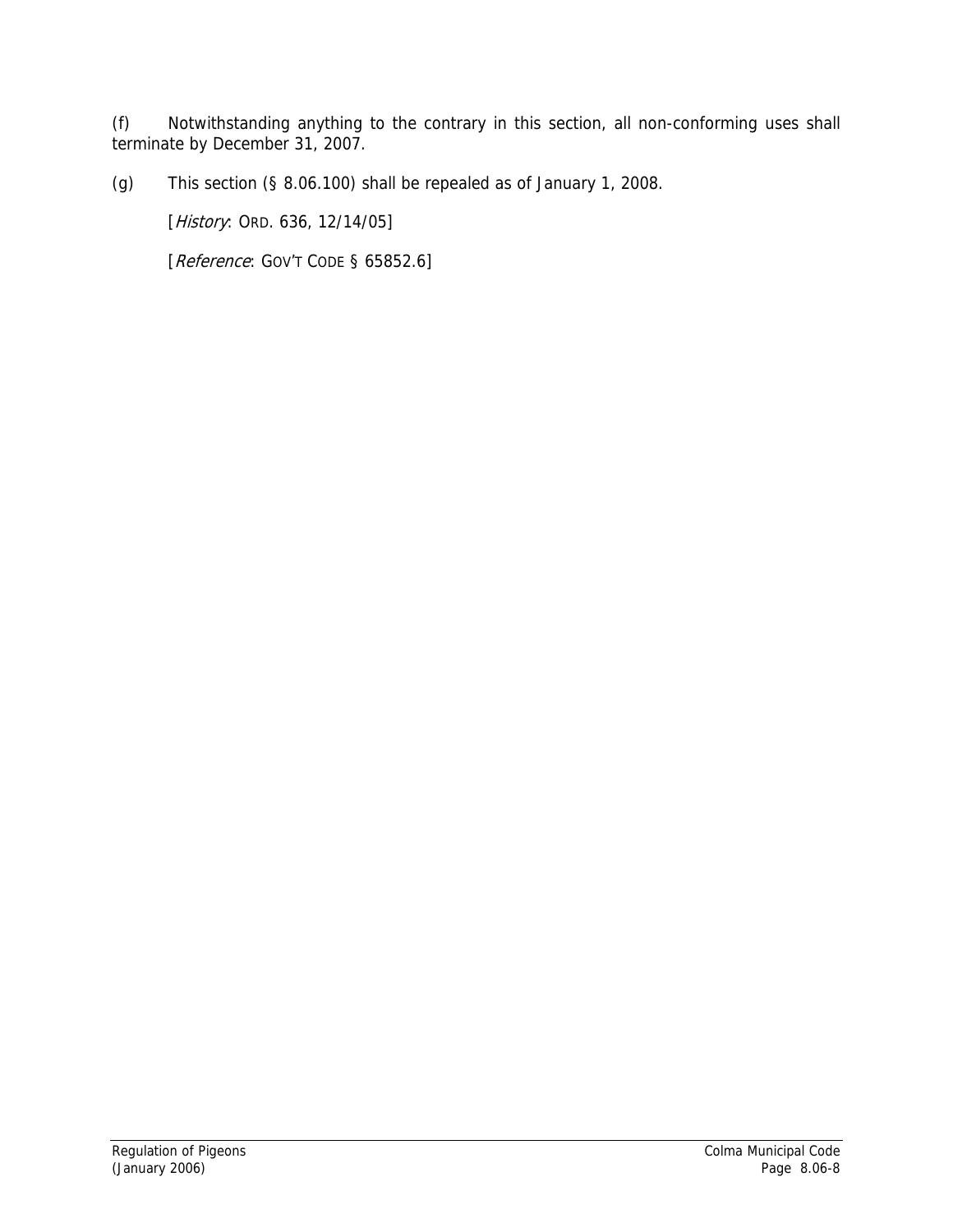(f) Notwithstanding anything to the contrary in this section, all non-conforming uses shall terminate by December 31, 2007.

(g) This section (§ 8.06.100) shall be repealed as of January 1, 2008.

[*History*: ORD. 636, 12/14/05]

[*Reference*: GOV'T CODE § 65852.6]